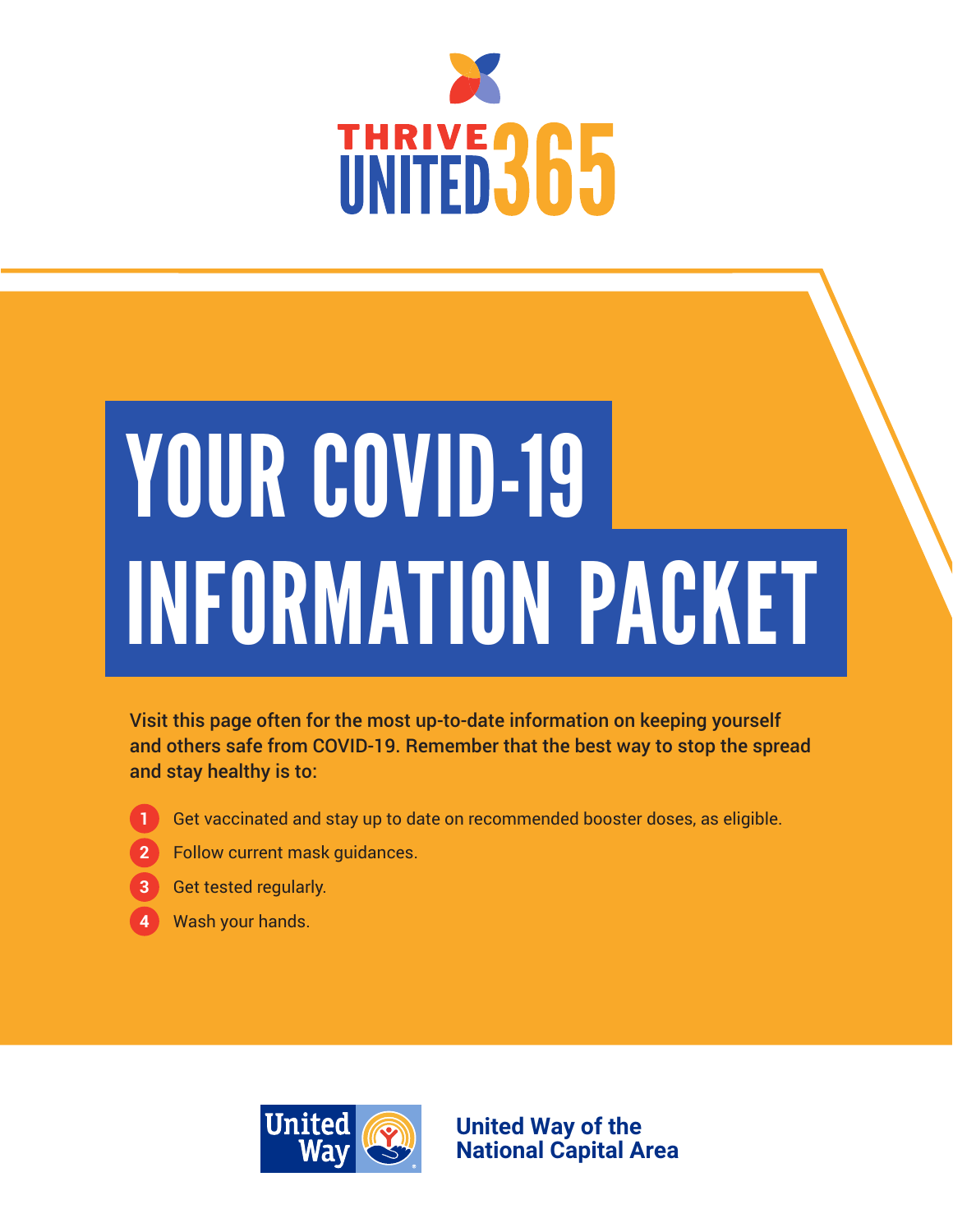THRIVE UNITED 365

# YOUR COVID-19 INFORMATION PACKET

**Visit this page often for the most up-to-date information on keeping yourself and others safe from COVID-19. Remember that the best way to stop the spread and stay healthy is to:**

1. Get vaccinated and stay up to date on recommended booster doses, as eligible.
2. Follow current mask guidances.
3. Get tested regularly.
4. Wash your hands.

United Way

**United Way of the National Capital Area**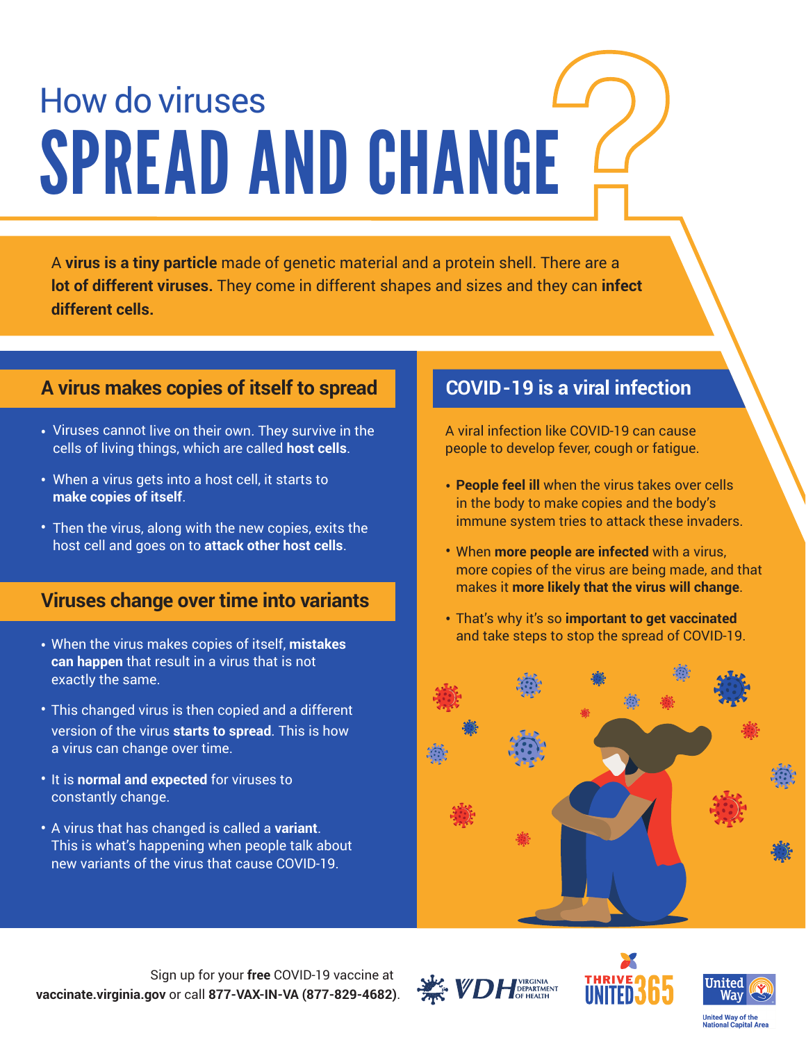# How do viruses SPREAD AND CHANGE?

A **virus is a tiny particle** made of genetic material and a protein shell. There are a **lot of different viruses.** They come in different shapes and sizes and they can **infect different cells.**

## A virus makes copies of itself to spread

- Viruses cannot live on their own. They survive in the cells of living things, which are called **host cells**.
- When a virus gets into a host cell, it starts to **make copies of itself**.
- Then the virus, along with the new copies, exits the host cell and goes on to **attack other host cells**.

## Viruses change over time into variants

- When the virus makes copies of itself, **mistakes can happen** that result in a virus that is not exactly the same.
- This changed virus is then copied and a different version of the virus **starts to spread**. This is how a virus can change over time.
- It is **normal and expected** for viruses to constantly change.
- A virus that has changed is called a **variant**. This is what's happening when people talk about new variants of the virus that cause COVID-19.

## COVID-19 is a viral infection

A viral infection like COVID-19 can cause people to develop fever, cough or fatigue.

- **People feel ill** when the virus takes over cells in the body to make copies and the body's immune system tries to attack these invaders.
- When **more people are infected** with a virus, more copies of the virus are being made, and that makes it **more likely that the virus will change**.
- That's why it's so **important to get vaccinated** and take steps to stop the spread of COVID-19.

Sign up for your **free** COVID-19 vaccine at **vaccinate.virginia.gov** or call **877-VAX-IN-VA (877-829-4682)**.

VDH Virginia Department of Health | Thrive United 365 | United Way of the National Capital Area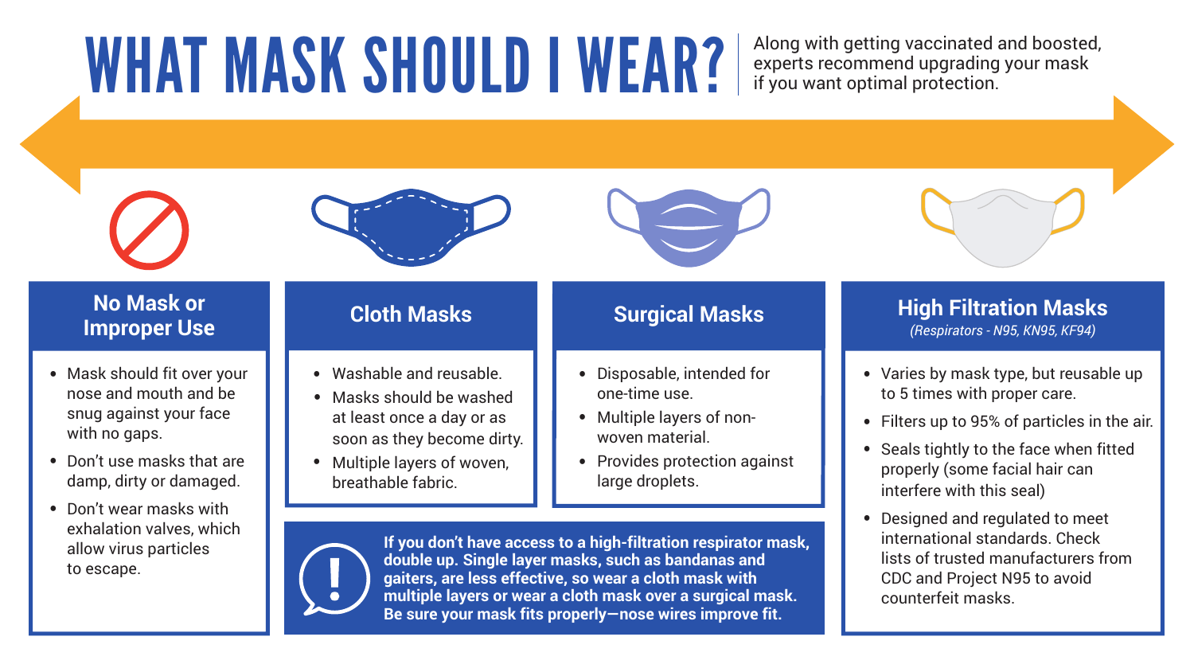# WHAT MASK SHOULD I WEAR?

Along with getting vaccinated and boosted, experts recommend upgrading your mask if you want optimal protection.

## No Mask or Improper Use

- Mask should fit over your nose and mouth and be snug against your face with no gaps.
- Don't use masks that are damp, dirty or damaged.
- Don't wear masks with exhalation valves, which allow virus particles to escape.

## Cloth Masks

- Washable and reusable.
- Masks should be washed at least once a day or as soon as they become dirty.
- Multiple layers of woven, breathable fabric.

## Surgical Masks

- Disposable, intended for one-time use.
- Multiple layers of non-woven material.
- Provides protection against large droplets.

## High Filtration Masks

*(Respirators - N95, KN95, KF94)*

- Varies by mask type, but reusable up to 5 times with proper care.
- Filters up to 95% of particles in the air.
- Seals tightly to the face when fitted properly (some facial hair can interfere with this seal)
- Designed and regulated to meet international standards. Check lists of trusted manufacturers from CDC and Project N95 to avoid counterfeit masks.

**If you don't have access to a high-filtration respirator mask, double up. Single layer masks, such as bandanas and gaiters, are less effective, so wear a cloth mask with multiple layers or wear a cloth mask over a surgical mask. Be sure your mask fits properly—nose wires improve fit.**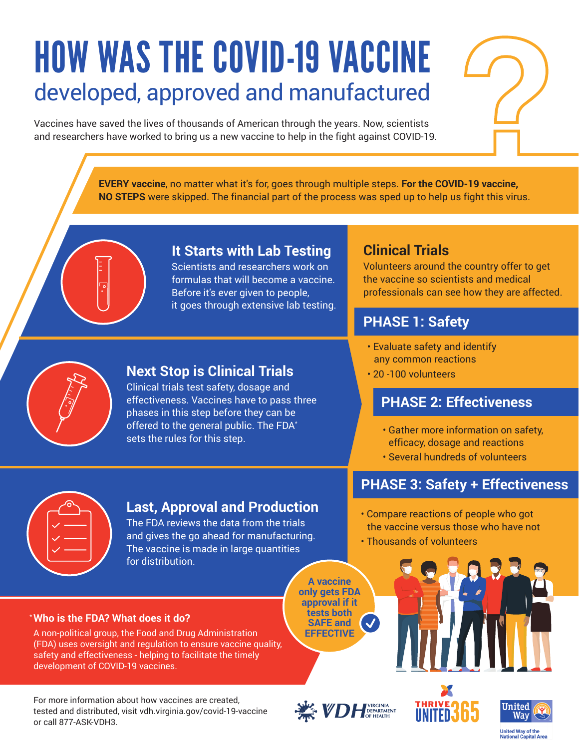# HOW WAS THE COVID-19 VACCINE

## developed, approved and manufactured

Vaccines have saved the lives of thousands of American through the years. Now, scientists and researchers have worked to bring us a new vaccine to help in the fight against COVID-19.

**EVERY vaccine**, no matter what it's for, goes through multiple steps. **For the COVID-19 vaccine, NO STEPS** were skipped. The financial part of the process was sped up to help us fight this virus.

### It Starts with Lab Testing

Scientists and researchers work on formulas that will become a vaccine. Before it's ever given to people, it goes through extensive lab testing.

### Next Stop is Clinical Trials

Clinical trials test safety, dosage and effectiveness. Vaccines have to pass three phases in this step before they can be offered to the general public. The FDA* sets the rules for this step.

### Last, Approval and Production

The FDA reviews the data from the trials and gives the go ahead for manufacturing. The vaccine is made in large quantities for distribution.

### Clinical Trials

Volunteers around the country offer to get the vaccine so scientists and medical professionals can see how they are affected.

#### PHASE 1: Safety

- Evaluate safety and identify any common reactions
- 20 -100 volunteers

#### PHASE 2: Effectiveness

- Gather more information on safety, efficacy, dosage and reactions
- Several hundreds of volunteers

#### PHASE 3: Safety + Effectiveness

- Compare reactions of people who got the vaccine versus those who have not
- Thousands of volunteers

**A vaccine only gets FDA approval if it tests both SAFE and EFFECTIVE**

### *Who is the FDA? What does it do?

A non-political group, the Food and Drug Administration (FDA) uses oversight and regulation to ensure vaccine quality, safety and effectiveness - helping to facilitate the timely development of COVID-19 vaccines.

For more information about how vaccines are created, tested and distributed, visit vdh.virginia.gov/covid-19-vaccine or call 877-ASK-VDH3.

VDH Virginia Department of Health | THRIVE UNITED 365 | United Way of the National Capital Area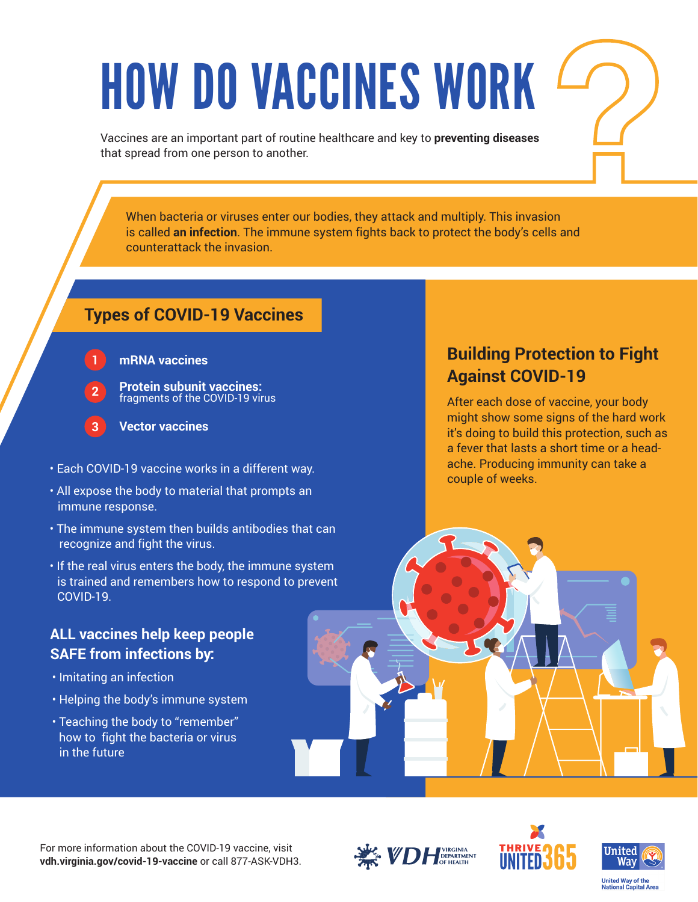# HOW DO VACCINES WORK?

Vaccines are an important part of routine healthcare and key to **preventing diseases** that spread from one person to another.

When bacteria or viruses enter our bodies, they attack and multiply. This invasion is called **an infection**. The immune system fights back to protect the body's cells and counterattack the invasion.

## Types of COVID-19 Vaccines

1. **mRNA vaccines**
2. **Protein subunit vaccines:** fragments of the COVID-19 virus
3. **Vector vaccines**

- Each COVID-19 vaccine works in a different way.
- All expose the body to material that prompts an immune response.
- The immune system then builds antibodies that can recognize and fight the virus.
- If the real virus enters the body, the immune system is trained and remembers how to respond to prevent COVID-19.

### ALL vaccines help keep people SAFE from infections by:

- Imitating an infection
- Helping the body's immune system
- Teaching the body to "remember" how to fight the bacteria or virus in the future

## Building Protection to Fight Against COVID-19

After each dose of vaccine, your body might show some signs of the hard work it's doing to build this protection, such as a fever that lasts a short time or a headache. Producing immunity can take a couple of weeks.

For more information about the COVID-19 vaccine, visit **vdh.virginia.gov/covid-19-vaccine** or call 877-ASK-VDH3.

VDH Virginia Department of Health | Thrive United 365 | United Way of the National Capital Area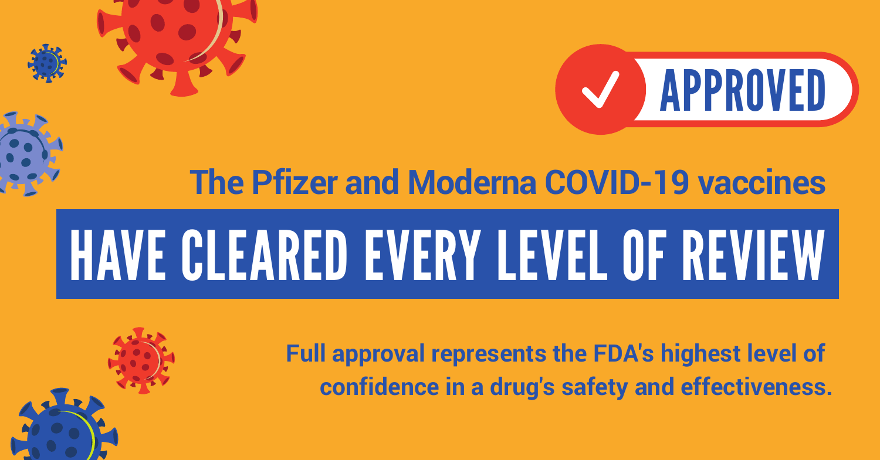APPROVED

The Pfizer and Moderna COVID-19 vaccines

# HAVE CLEARED EVERY LEVEL OF REVIEW

**Full approval represents the FDA's highest level of confidence in a drug's safety and effectiveness.**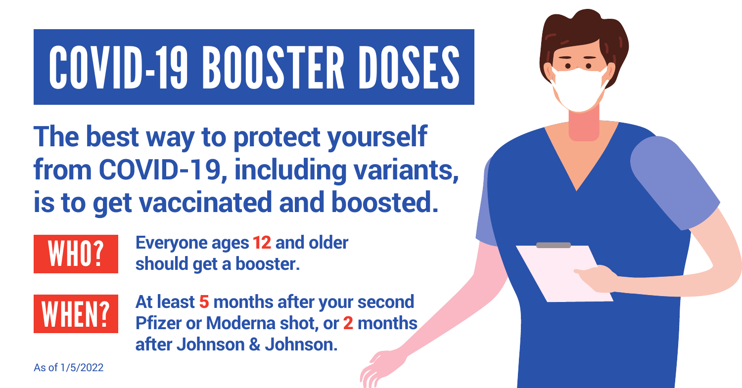# COVID-19 BOOSTER DOSES

## The best way to protect yourself from COVID-19, including variants, is to get vaccinated and boosted.

**WHO?** **Everyone ages 12 and older should get a booster.**

**WHEN?** **At least 5 months after your second Pfizer or Moderna shot, or 2 months after Johnson & Johnson.**

As of 1/5/2022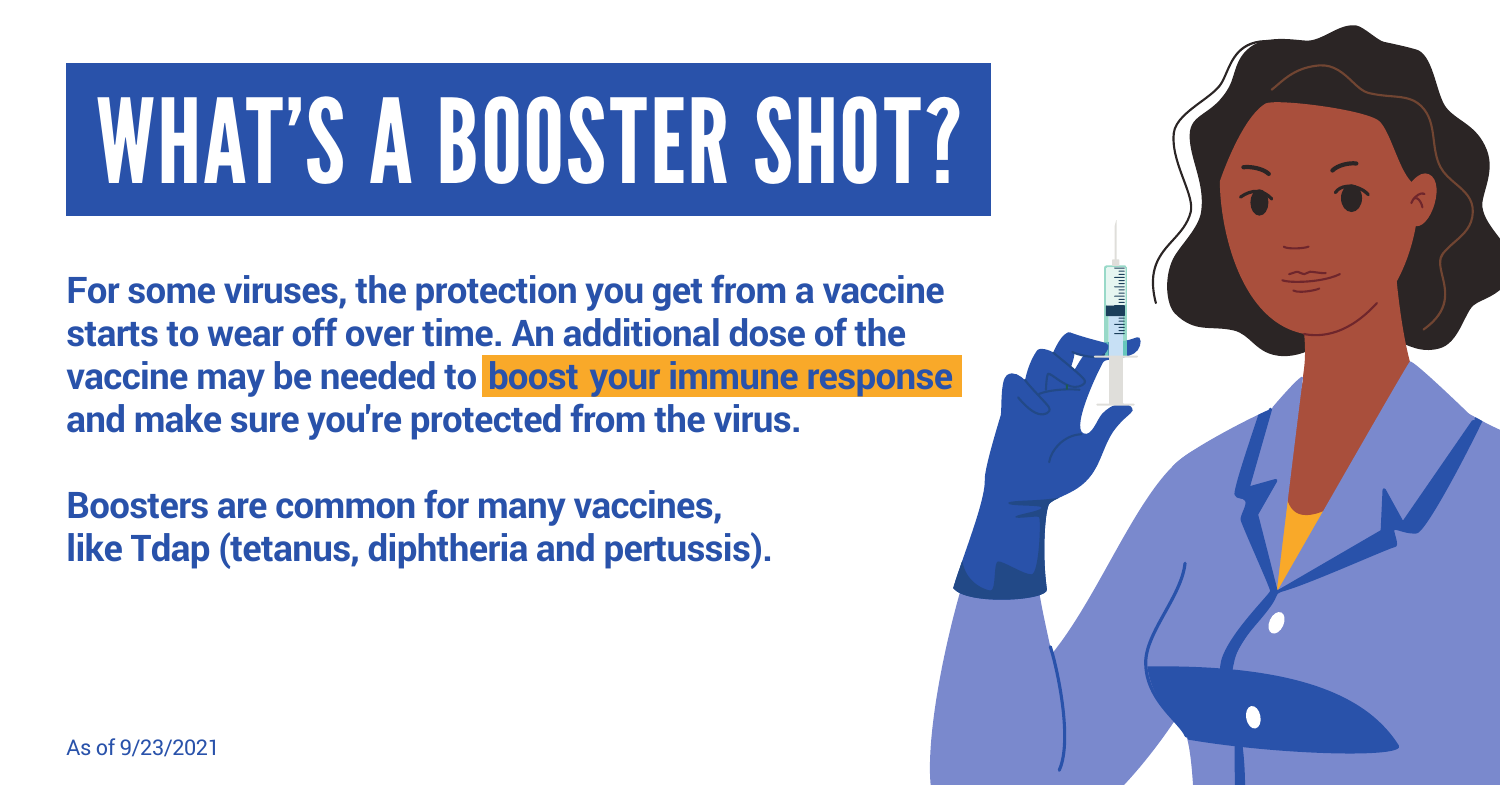# WHAT'S A BOOSTER SHOT?

**For some viruses, the protection you get from a vaccine starts to wear off over time. An additional dose of the vaccine may be needed to boost your immune response and make sure you're protected from the virus.**

**Boosters are common for many vaccines, like Tdap (tetanus, diphtheria and pertussis).**

As of 9/23/2021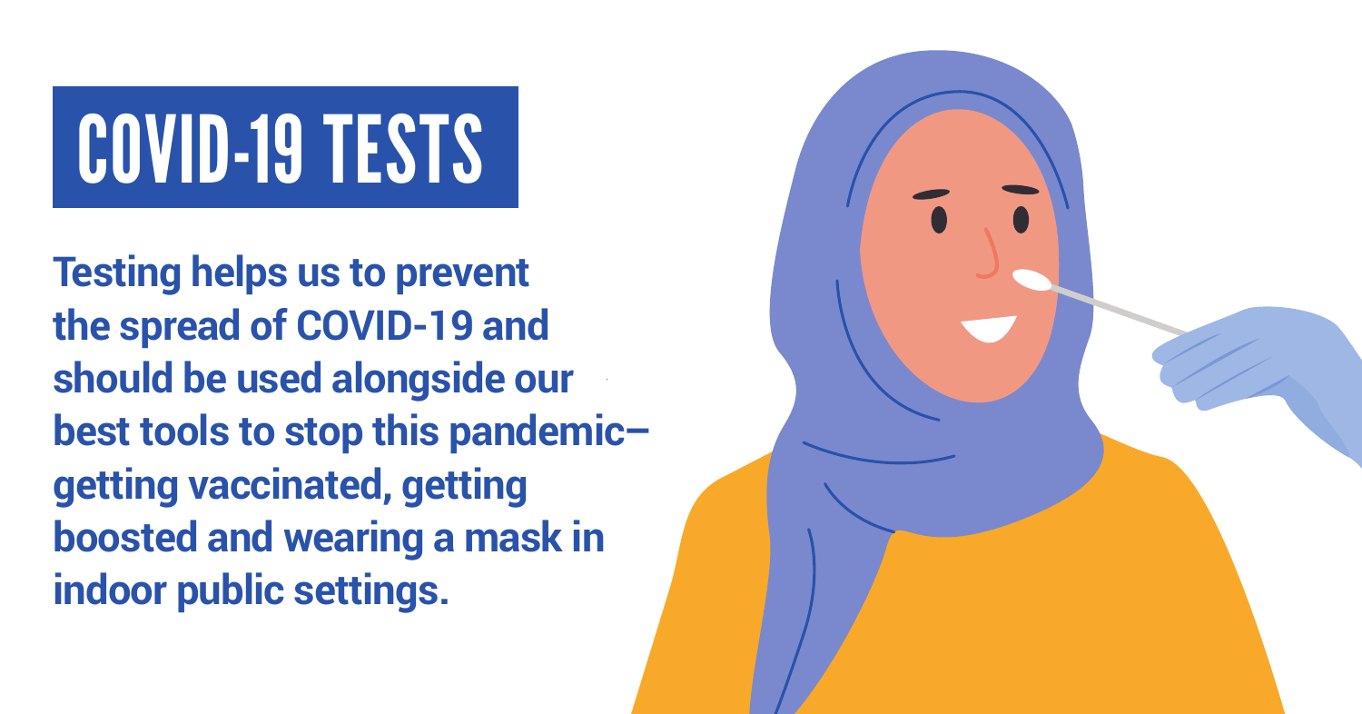# COVID-19 TESTS

**Testing helps us to prevent the spread of COVID-19 and should be used alongside our best tools to stop this pandemic–getting vaccinated, getting boosted and wearing a mask in indoor public settings.**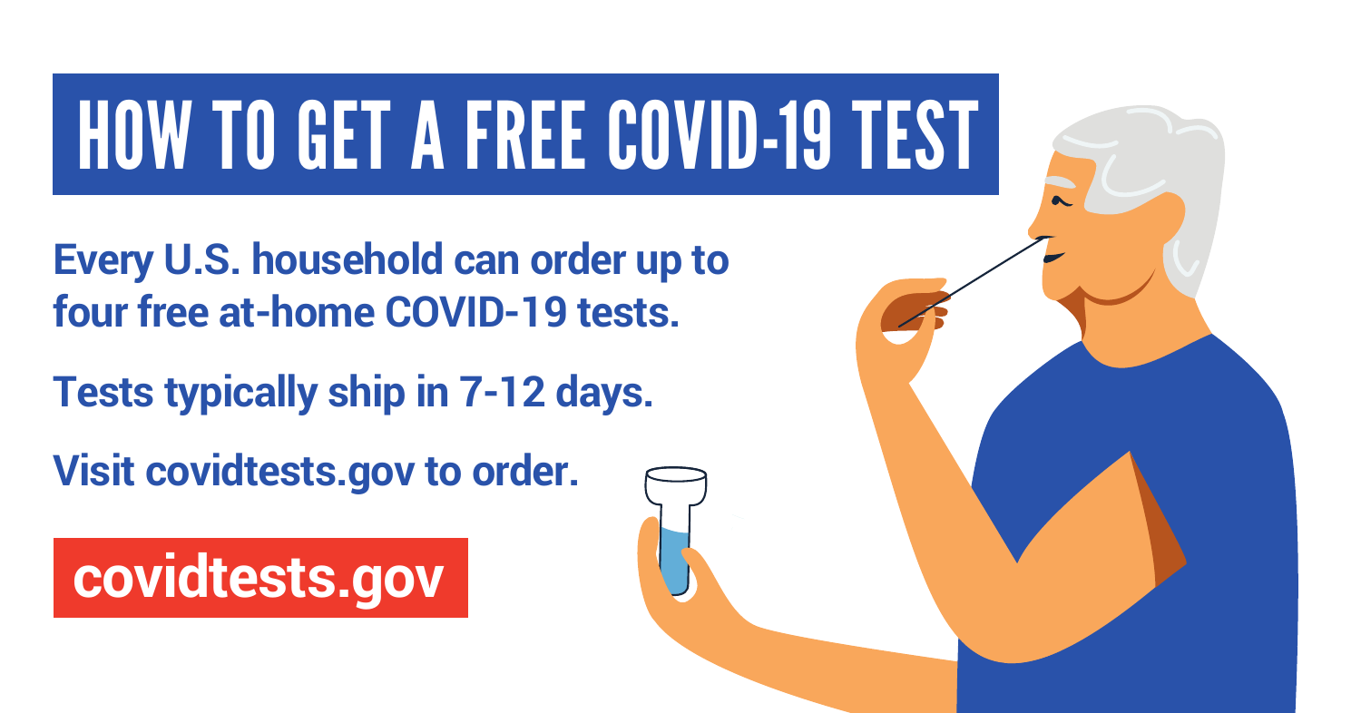# HOW TO GET A FREE COVID-19 TEST

**Every U.S. household can order up to four free at-home COVID-19 tests.**

**Tests typically ship in 7-12 days.**

**Visit covidtests.gov to order.**

**covidtests.gov**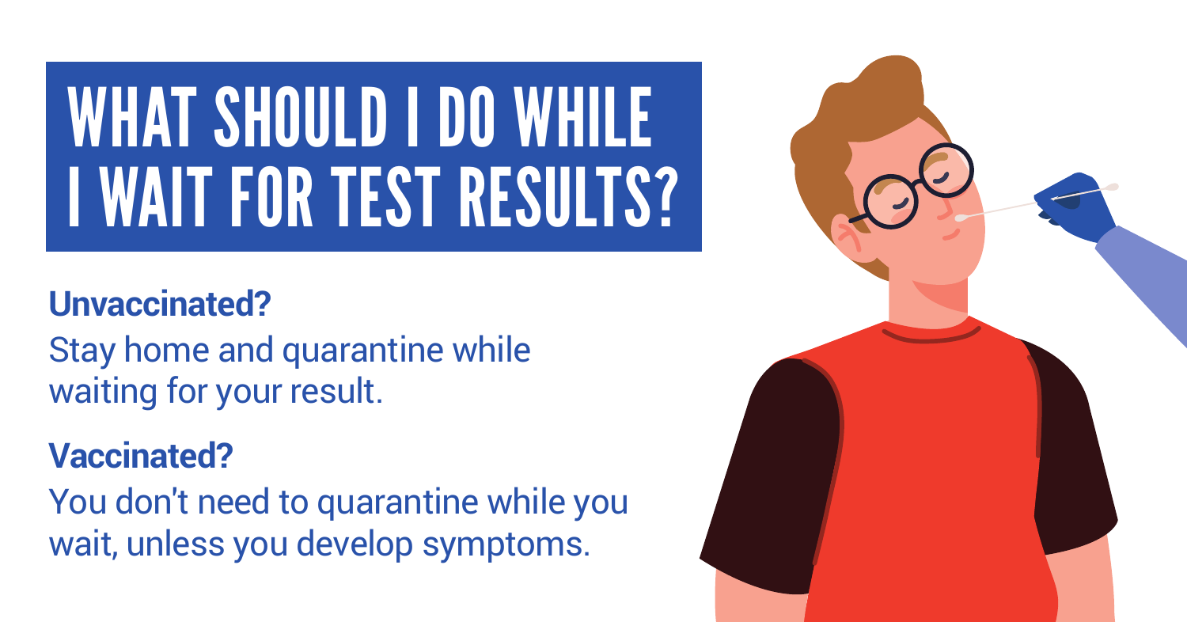# WHAT SHOULD I DO WHILE I WAIT FOR TEST RESULTS?

**Unvaccinated?**

Stay home and quarantine while waiting for your result.

**Vaccinated?**

You don't need to quarantine while you wait, unless you develop symptoms.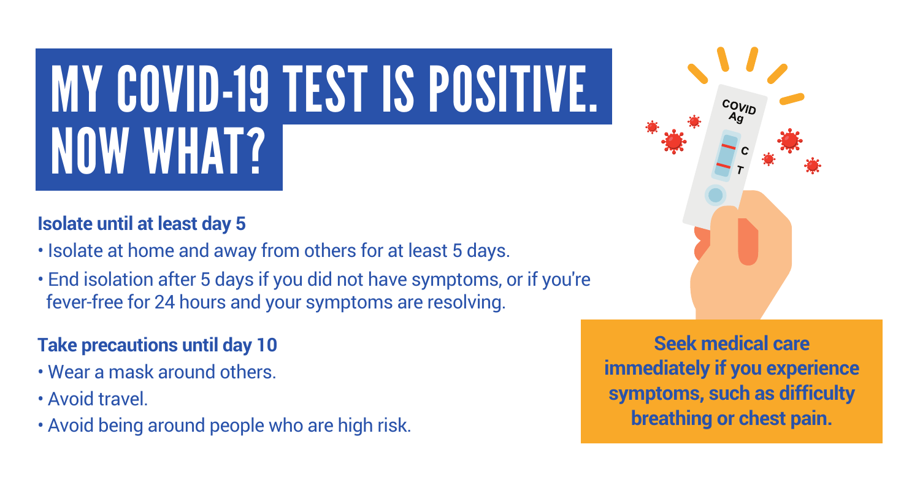# MY COVID-19 TEST IS POSITIVE. NOW WHAT?

**Isolate until at least day 5**

- Isolate at home and away from others for at least 5 days.
- End isolation after 5 days if you did not have symptoms, or if you're fever-free for 24 hours and your symptoms are resolving.

**Take precautions until day 10**

- Wear a mask around others.
- Avoid travel.
- Avoid being around people who are high risk.

**Seek medical care immediately if you experience symptoms, such as difficulty breathing or chest pain.**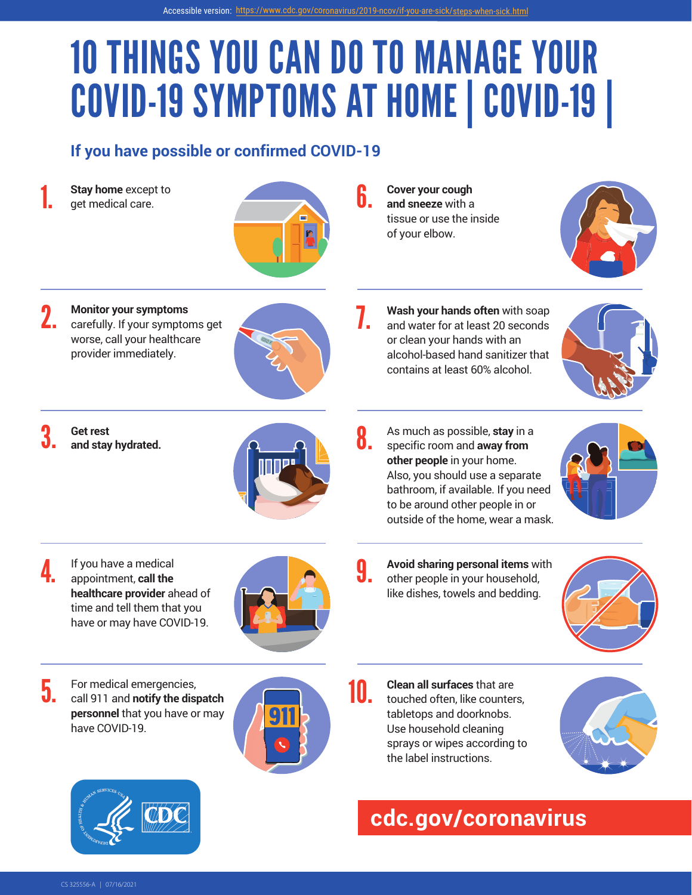Accessible version: https://www.cdc.gov/coronavirus/2019-ncov/if-you-are-sick/steps-when-sick.html

# 10 THINGS YOU CAN DO TO MANAGE YOUR COVID-19 SYMPTOMS AT HOME | COVID-19 |

## If you have possible or confirmed COVID-19

1. **Stay home** except to get medical care.

2. **Monitor your symptoms** carefully. If your symptoms get worse, call your healthcare provider immediately.

3. **Get rest and stay hydrated.**

4. If you have a medical appointment, **call the healthcare provider** ahead of time and tell them that you have or may have COVID-19.

5. For medical emergencies, call 911 and **notify the dispatch personnel** that you have or may have COVID-19.

6. **Cover your cough and sneeze** with a tissue or use the inside of your elbow.

7. **Wash your hands often** with soap and water for at least 20 seconds or clean your hands with an alcohol-based hand sanitizer that contains at least 60% alcohol.

8. As much as possible, **stay** in a specific room and **away from other people** in your home. Also, you should use a separate bathroom, if available. If you need to be around other people in or outside of the home, wear a mask.

9. **Avoid sharing personal items** with other people in your household, like dishes, towels and bedding.

10. **Clean all surfaces** that are touched often, like counters, tabletops and doorknobs. Use household cleaning sprays or wipes according to the label instructions.

cdc.gov/coronavirus

CS 325556-A | 07/16/2021